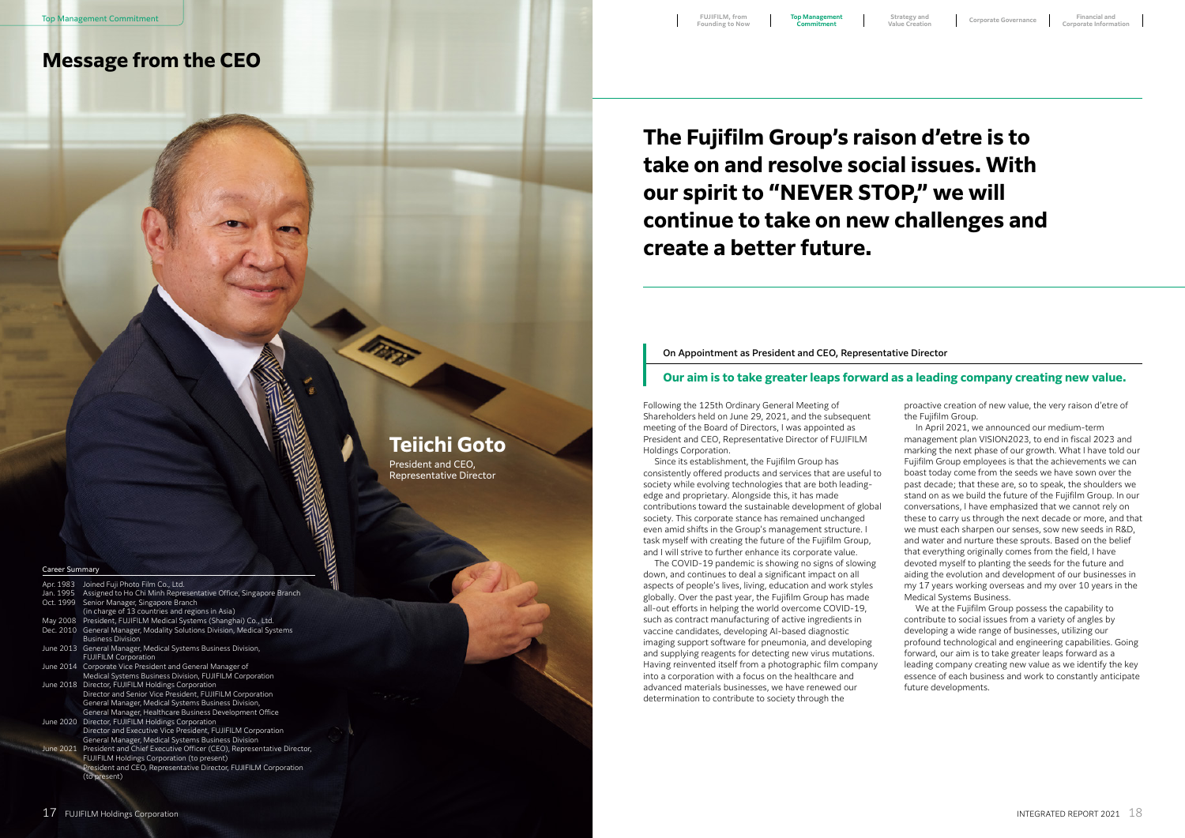# Message from the CEO

## Teiichi Goto

President and CEO, Representative Director

**Career Summary**

| | |
|---|---|
| Apr. 1983 | Joined Fuji Photo Film Co., Ltd. |
| Jan. 1995 | Assigned to Ho Chi Minh Representative Office, Singapore Branch |
| Oct. 1999 | Senior Manager, Singapore Branch (in charge of 13 countries and regions in Asia) |
| May 2008 | President, FUJIFILM Medical Systems (Shanghai) Co., Ltd. |
| Dec. 2010 | General Manager, Modality Solutions Division, Medical Systems Business Division |
| June 2013 | General Manager, Medical Systems Business Division, FUJIFILM Corporation |
| June 2014 | Corporate Vice President and General Manager of Medical Systems Business Division, FUJIFILM Corporation |
| June 2018 | Director, FUJIFILM Holdings Corporation<br>Director and Senior Vice President, FUJIFILM Corporation<br>General Manager, Medical Systems Business Division,<br>General Manager, Healthcare Business Development Office |
| June 2020 | Director, FUJIFILM Holdings Corporation<br>Director and Executive Vice President, FUJIFILM Corporation<br>General Manager, Medical Systems Business Division |
| June 2021 | President and Chief Executive Officer (CEO), Representative Director, FUJIFILM Holdings Corporation (to present)<br>President and CEO, Representative Director, FUJIFILM Corporation (to present) |

# The Fujifilm Group's raison d'etre is to take on and resolve social issues. With our spirit to "NEVER STOP," we will continue to take on new challenges and create a better future.

On Appointment as President and CEO, Representative Director

### Our aim is to take greater leaps forward as a leading company creating new value.

Following the 125th Ordinary General Meeting of Shareholders held on June 29, 2021, and the subsequent meeting of the Board of Directors, I was appointed as President and CEO, Representative Director of FUJIFILM Holdings Corporation.

Since its establishment, the Fujifilm Group has consistently offered products and services that are useful to society while evolving technologies that are both leading-edge and proprietary. Alongside this, it has made contributions toward the sustainable development of global society. This corporate stance has remained unchanged even amid shifts in the Group's management structure. I task myself with creating the future of the Fujifilm Group, and I will strive to further enhance its corporate value.

The COVID-19 pandemic is showing no signs of slowing down, and continues to deal a significant impact on all aspects of people's lives, living, education and work styles globally. Over the past year, the Fujifilm Group has made all-out efforts in helping the world overcome COVID-19, such as contract manufacturing of active ingredients in vaccine candidates, developing AI-based diagnostic imaging support software for pneumonia, and developing and supplying reagents for detecting new virus mutations. Having reinvented itself from a photographic film company into a corporation with a focus on the healthcare and advanced materials businesses, we have renewed our determination to contribute to society through the proactive creation of new value, the very raison d'etre of the Fujifilm Group.

In April 2021, we announced our medium-term management plan VISION2023, to end in fiscal 2023 and marking the next phase of our growth. What I have told our Fujifilm Group employees is that the achievements we can boast today come from the seeds we have sown over the past decade; that these are, so to speak, the shoulders we stand on as we build the future of the Fujifilm Group. In our conversations, I have emphasized that we cannot rely on these to carry us through the next decade or more, and that we must each sharpen our senses, sow new seeds in R&D, and water and nurture these sprouts. Based on the belief that everything originally comes from the field, I have devoted myself to planting the seeds for the future and aiding the evolution and development of our businesses in my 17 years working overseas and my over 10 years in the Medical Systems Business.

We at the Fujifilm Group possess the capability to contribute to social issues from a variety of angles by developing a wide range of businesses, utilizing our profound technological and engineering capabilities. Going forward, our aim is to take greater leaps forward as a leading company creating new value as we identify the key essence of each business and work to constantly anticipate future developments.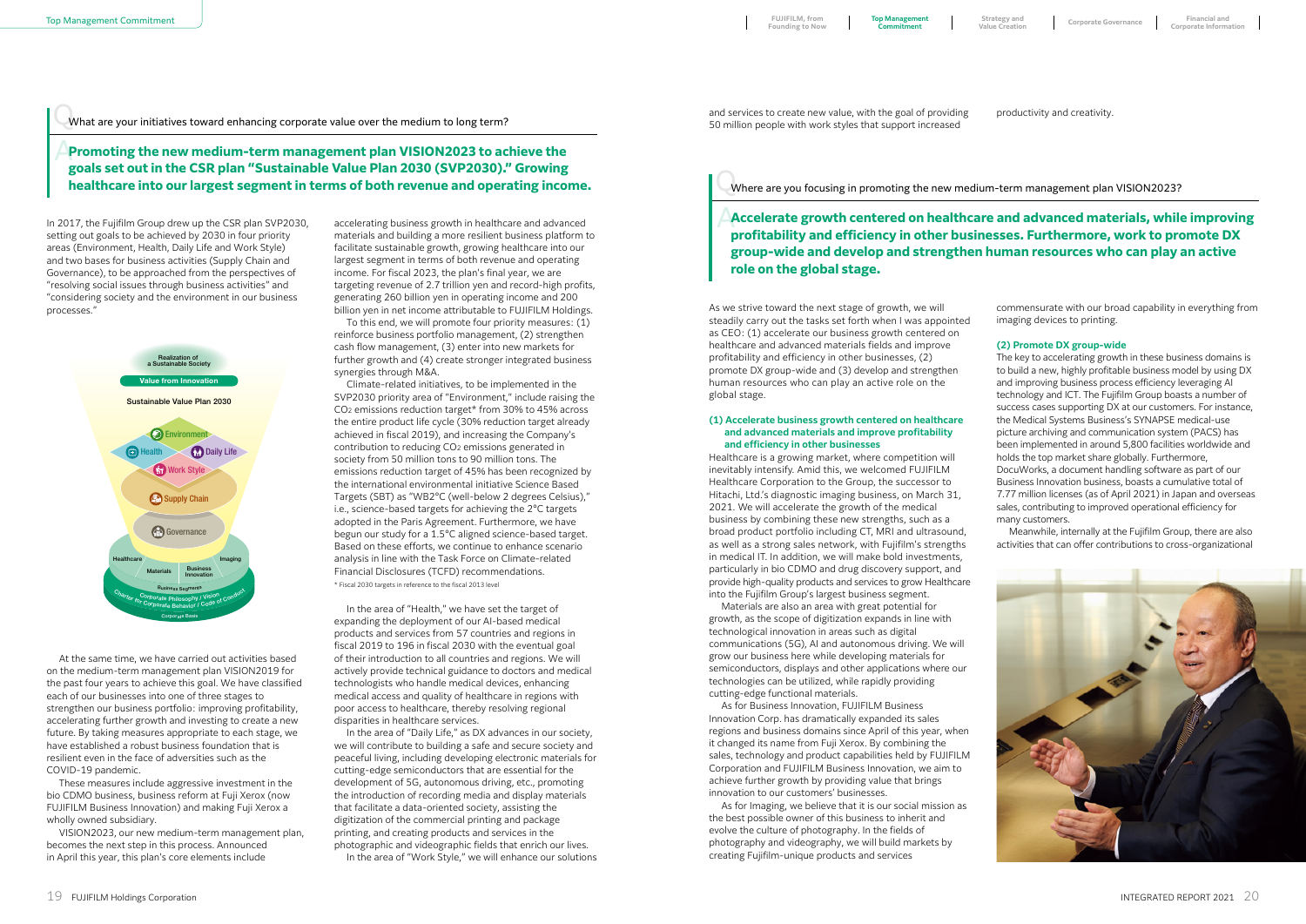Q What are your initiatives toward enhancing corporate value over the medium to long term?

## A Promoting the new medium-term management plan VISION2023 to achieve the goals set out in the CSR plan "Sustainable Value Plan 2030 (SVP2030)." Growing healthcare into our largest segment in terms of both revenue and operating income.

In 2017, the Fujifilm Group drew up the CSR plan SVP2030, setting out goals to be achieved by 2030 in four priority areas (Environment, Health, Daily Life and Work Style) and two bases for business activities (Supply Chain and Governance), to be approached from the perspectives of "resolving social issues through business activities" and "considering society and the environment in our business processes."

Realization of a Sustainable Society
Value from Innovation
Sustainable Value Plan 2030
Environment
Health
Daily Life
Work Style
Supply Chain
Governance
Healthcare
Imaging
Materials
Business Innovation
Business Segments
Charter for Corporate Behavior / Corporate Philosophy / Vision / Code of Conduct
Corporate Basis

At the same time, we have carried out activities based on the medium-term management plan VISION2019 for the past four years to achieve this goal. We have classified each of our businesses into one of three stages to strengthen our business portfolio: improving profitability, accelerating further growth and investing to create a new future. By taking measures appropriate to each stage, we have established a robust business foundation that is resilient even in the face of adversities such as the COVID-19 pandemic.

These measures include aggressive investment in the bio CDMO business, business reform at Fuji Xerox (now FUJIFILM Business Innovation) and making Fuji Xerox a wholly owned subsidiary.

VISION2023, our new medium-term management plan, becomes the next step in this process. Announced in April this year, this plan's core elements include accelerating business growth in healthcare and advanced materials and building a more resilient business platform to facilitate sustainable growth, growing healthcare into our largest segment in terms of both revenue and operating income. For fiscal 2023, the plan's final year, we are targeting revenue of 2.7 trillion yen and record-high profits, generating 260 billion yen in operating income and 200 billion yen in net income attributable to FUJIFILM Holdings.

To this end, we will promote four priority measures: (1) reinforce business portfolio management, (2) strengthen cash flow management, (3) enter into new markets for further growth and (4) create stronger integrated business synergies through M&A.

Climate-related initiatives, to be implemented in the SVP2030 priority area of "Environment," include raising the $CO_2$ emissions reduction target* from 30% to 45% across the entire product life cycle (30% reduction target already achieved in fiscal 2019), and increasing the Company's contribution to reducing $CO_2$ emissions generated in society from 50 million tons to 90 million tons. The emissions reduction target of 45% has been recognized by the international environmental initiative Science Based Targets (SBT) as "WB2°C (well-below 2 degrees Celsius)," i.e., science-based targets for achieving the 2°C targets adopted in the Paris Agreement. Furthermore, we have begun our study for a 1.5°C aligned science-based target. Based on these efforts, we continue to enhance scenario analysis in line with the Task Force on Climate-related Financial Disclosures (TCFD) recommendations.

\* Fiscal 2030 targets in reference to the fiscal 2013 level

In the area of "Health," we have set the target of expanding the deployment of our AI-based medical products and services from 57 countries and regions in fiscal 2019 to 196 in fiscal 2030 with the eventual goal of their introduction to all countries and regions. We will actively provide technical guidance to doctors and medical technologists who handle medical devices, enhancing medical access and quality of healthcare in regions with poor access to healthcare, thereby resolving regional disparities in healthcare services.

In the area of "Daily Life," as DX advances in our society, we will contribute to building a safe and secure society and peaceful living, including developing electronic materials for cutting-edge semiconductors that are essential for the development of 5G, autonomous driving, etc., promoting the introduction of recording media and display materials that facilitate a data-oriented society, assisting the digitization of the commercial printing and package printing, and creating products and services in the photographic and videographic fields that enrich our lives.

In the area of "Work Style," we will enhance our solutions and services to create new value, with the goal of providing 50 million people with work styles that support increased productivity and creativity.

Q Where are you focusing in promoting the new medium-term management plan VISION2023?

## A Accelerate growth centered on healthcare and advanced materials, while improving profitability and efficiency in other businesses. Furthermore, work to promote DX group-wide and develop and strengthen human resources who can play an active role on the global stage.

As we strive toward the next stage of growth, we will steadily carry out the tasks set forth when I was appointed as CEO: (1) accelerate our business growth centered on healthcare and advanced materials fields and improve profitability and efficiency in other businesses, (2) promote DX group-wide and (3) develop and strengthen human resources who can play an active role on the global stage.

### (1) Accelerate business growth centered on healthcare and advanced materials and improve profitability and efficiency in other businesses

Healthcare is a growing market, where competition will inevitably intensify. Amid this, we welcomed FUJIFILM Healthcare Corporation to the Group, the successor to Hitachi, Ltd.'s diagnostic imaging business, on March 31, 2021. We will accelerate the growth of the medical business by combining these new strengths, such as a broad product portfolio including CT, MRI and ultrasound, as well as a strong sales network, with Fujifilm's strengths in medical IT. In addition, we will make bold investments, particularly in bio CDMO and drug discovery support, and provide high-quality products and services to grow Healthcare into the Fujifilm Group's largest business segment.

Materials are also an area with great potential for growth, as the scope of digitization expands in line with technological innovation in areas such as digital communications (5G), AI and autonomous driving. We will grow our business here while developing materials for semiconductors, displays and other applications where our technologies can be utilized, while rapidly providing cutting-edge functional materials.

As for Business Innovation, FUJIFILM Business Innovation Corp. has dramatically expanded its sales regions and business domains since April of this year, when it changed its name from Fuji Xerox. By combining the sales, technology and product capabilities held by FUJIFILM Corporation and FUJIFILM Business Innovation, we aim to achieve further growth by providing value that brings innovation to our customers' businesses.

As for Imaging, we believe that it is our social mission as the best possible owner of this business to inherit and evolve the culture of photography. In the fields of photography and videography, we will build markets by creating Fujifilm-unique products and services commensurate with our broad capability in everything from imaging devices to printing.

### (2) Promote DX group-wide

The key to accelerating growth in these business domains is to build a new, highly profitable business model by using DX and improving business process efficiency leveraging AI technology and ICT. The Fujifilm Group boasts a number of success cases supporting DX at our customers. For instance, the Medical Systems Business's SYNAPSE medical-use picture archiving and communication system (PACS) has been implemented in around 5,800 facilities worldwide and holds the top market share globally. Furthermore, DocuWorks, a document handling software as part of our Business Innovation business, boasts a cumulative total of 7.77 million licenses (as of April 2021) in Japan and overseas sales, contributing to improved operational efficiency for many customers.

Meanwhile, internally at the Fujifilm Group, there are also activities that can offer contributions to cross-organizational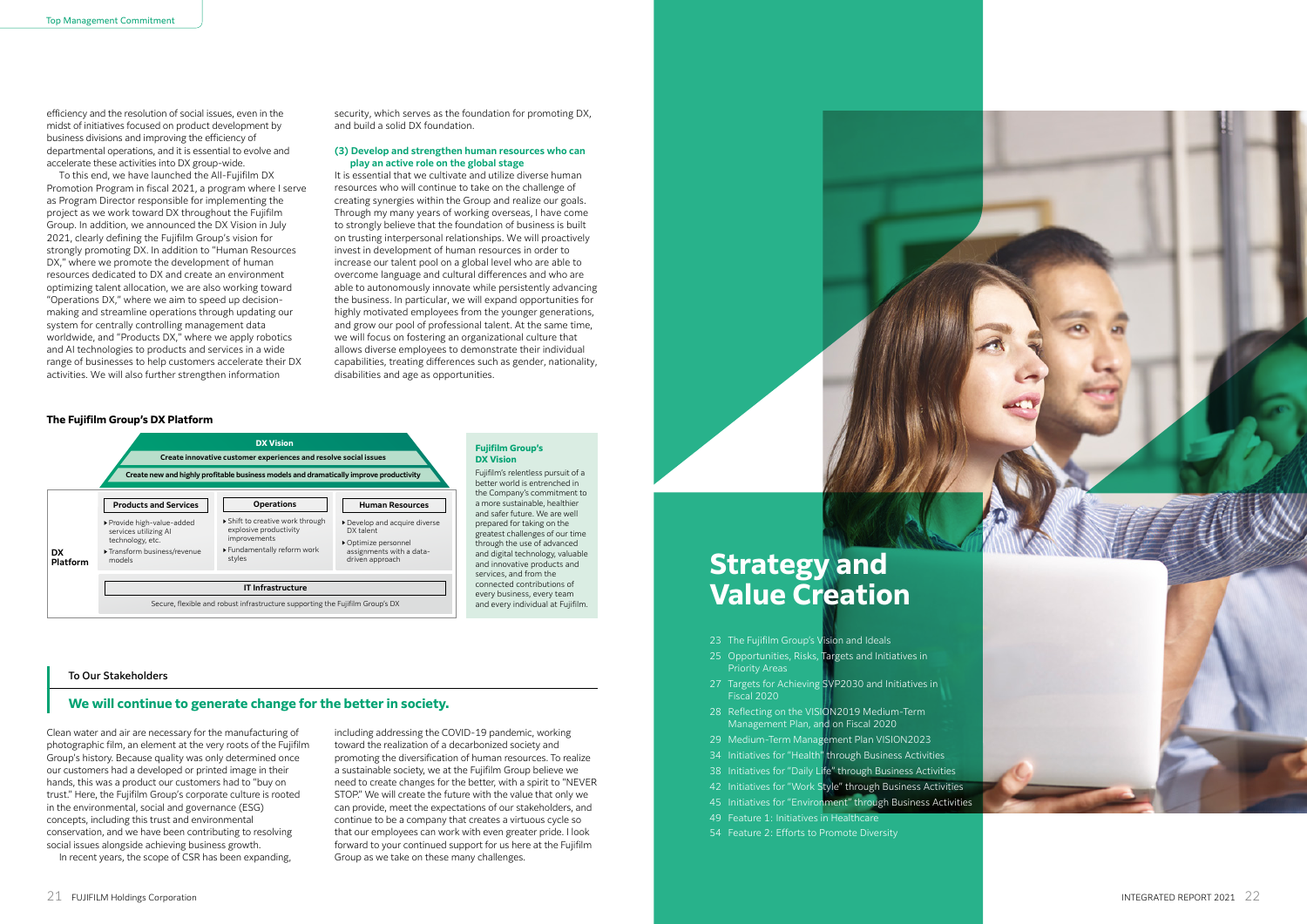efficiency and the resolution of social issues, even in the midst of initiatives focused on product development by business divisions and improving the efficiency of departmental operations, and it is essential to evolve and accelerate these activities into DX group-wide.

To this end, we have launched the All-Fujifilm DX Promotion Program in fiscal 2021, a program where I serve as Program Director responsible for implementing the project as we work toward DX throughout the Fujifilm Group. In addition, we announced the DX Vision in July 2021, clearly defining the Fujifilm Group's vision for strongly promoting DX. In addition to "Human Resources DX," where we promote the development of human resources dedicated to DX and create an environment optimizing talent allocation, we are also working toward "Operations DX," where we aim to speed up decision-making and streamline operations through updating our system for centrally controlling management data worldwide, and "Products DX," where we apply robotics and AI technologies to products and services in a wide range of businesses to help customers accelerate their DX activities. We will also further strengthen information security, which serves as the foundation for promoting DX, and build a solid DX foundation.

### (3) Develop and strengthen human resources who can play an active role on the global stage

It is essential that we cultivate and utilize diverse human resources who will continue to take on the challenge of creating synergies within the Group and realize our goals. Through my many years of working overseas, I have come to strongly believe that the foundation of business is built on trusting interpersonal relationships. We will proactively invest in development of human resources in order to increase our talent pool on a global level who are able to overcome language and cultural differences and who are able to autonomously innovate while persistently advancing the business. In particular, we will expand opportunities for highly motivated employees from the younger generations, and grow our pool of professional talent. At the same time, we will focus on fostering an organizational culture that allows diverse employees to demonstrate their individual capabilities, treating differences such as gender, nationality, disabilities and age as opportunities.

**The Fujifilm Group's DX Platform**

DX Vision

Create innovative customer experiences and resolve social issues

Create new and highly profitable business models and dramatically improve productivity

DX Platform

| Products and Services | Operations | Human Resources |
|---|---|---|
| ▸ Provide high-value-added services utilizing AI technology, etc.<br>▸ Transform business/revenue models | ▸ Shift to creative work through explosive productivity improvements<br>▸ Fundamentally reform work styles | ▸ Develop and acquire diverse DX talent<br>▸ Optimize personnel assignments with a data-driven approach |

IT Infrastructure

Secure, flexible and robust infrastructure supporting the Fujifilm Group's DX

**Fujifilm Group's DX Vision**

Fujifilm's relentless pursuit of a better world is entrenched in the Company's commitment to a more sustainable, healthier and safer future. We are well prepared for taking on the greatest challenges of our time through the use of advanced and digital technology, valuable and innovative products and services, and from the connected contributions of every business, every team and every individual at Fujifilm.

To Our Stakeholders

## We will continue to generate change for the better in society.

Clean water and air are necessary for the manufacturing of photographic film, an element at the very roots of the Fujifilm Group's history. Because quality was only determined once our customers had a developed or printed image in their hands, this was a product our customers had to "buy on trust." Here, the Fujifilm Group's corporate culture is rooted in the environmental, social and governance (ESG) concepts, including this trust and environmental conservation, and we have been contributing to resolving social issues alongside achieving business growth.

In recent years, the scope of CSR has been expanding, including addressing the COVID-19 pandemic, working toward the realization of a decarbonized society and promoting the diversification of human resources. To realize a sustainable society, we at the Fujifilm Group believe we need to create changes for the better, with a spirit to "NEVER STOP." We will create the future with the value that only we can provide, meet the expectations of our stakeholders, and continue to be a company that creates a virtuous cycle so that our employees can work with even greater pride. I look forward to your continued support for us here at the Fujifilm Group as we take on these many challenges.

# Strategy and Value Creation

- 23 The Fujifilm Group's Vision and Ideals
- 25 Opportunities, Risks, Targets and Initiatives in Priority Areas
- 27 Targets for Achieving SVP2030 and Initiatives in Fiscal 2020
- 28 Reflecting on the VISION2019 Medium-Term Management Plan, and on Fiscal 2020
- 29 Medium-Term Management Plan VISION2023
- 34 Initiatives for "Health" through Business Activities
- 38 Initiatives for "Daily Life" through Business Activities
- 42 Initiatives for "Work Style" through Business Activities
- 45 Initiatives for "Environment" through Business Activities
- 49 Feature 1: Initiatives in Healthcare
- 54 Feature 2: Efforts to Promote Diversity